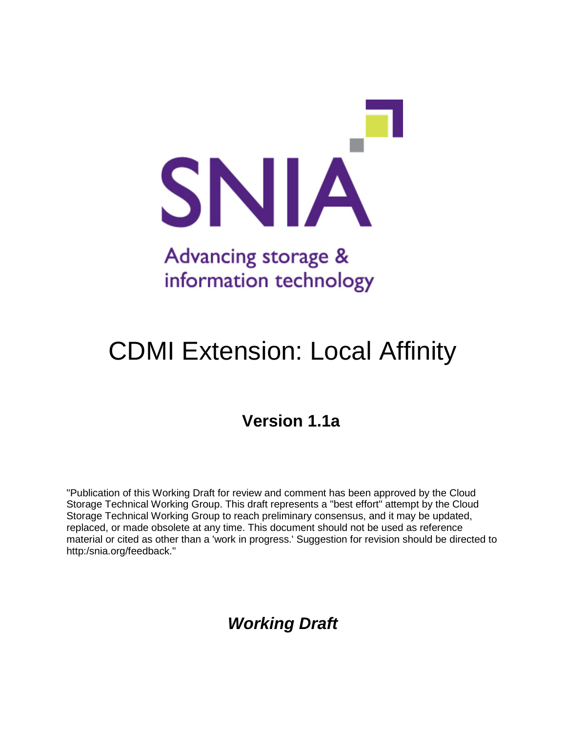SNIA

Advancing storage & information technology

# CDMI Extension: Local Affinity

## Version 1.1a

"Publication of this Working Draft for review and comment has been approved by the Cloud Storage Technical Working Group. This draft represents a "best effort" attempt by the Cloud Storage Technical Working Group to reach preliminary consensus, and it may be updated, replaced, or made obsolete at any time. This document should not be used as reference material or cited as other than a 'work in progress.' Suggestion for revision should be directed to http:/snia.org/feedback."

***Working Draft***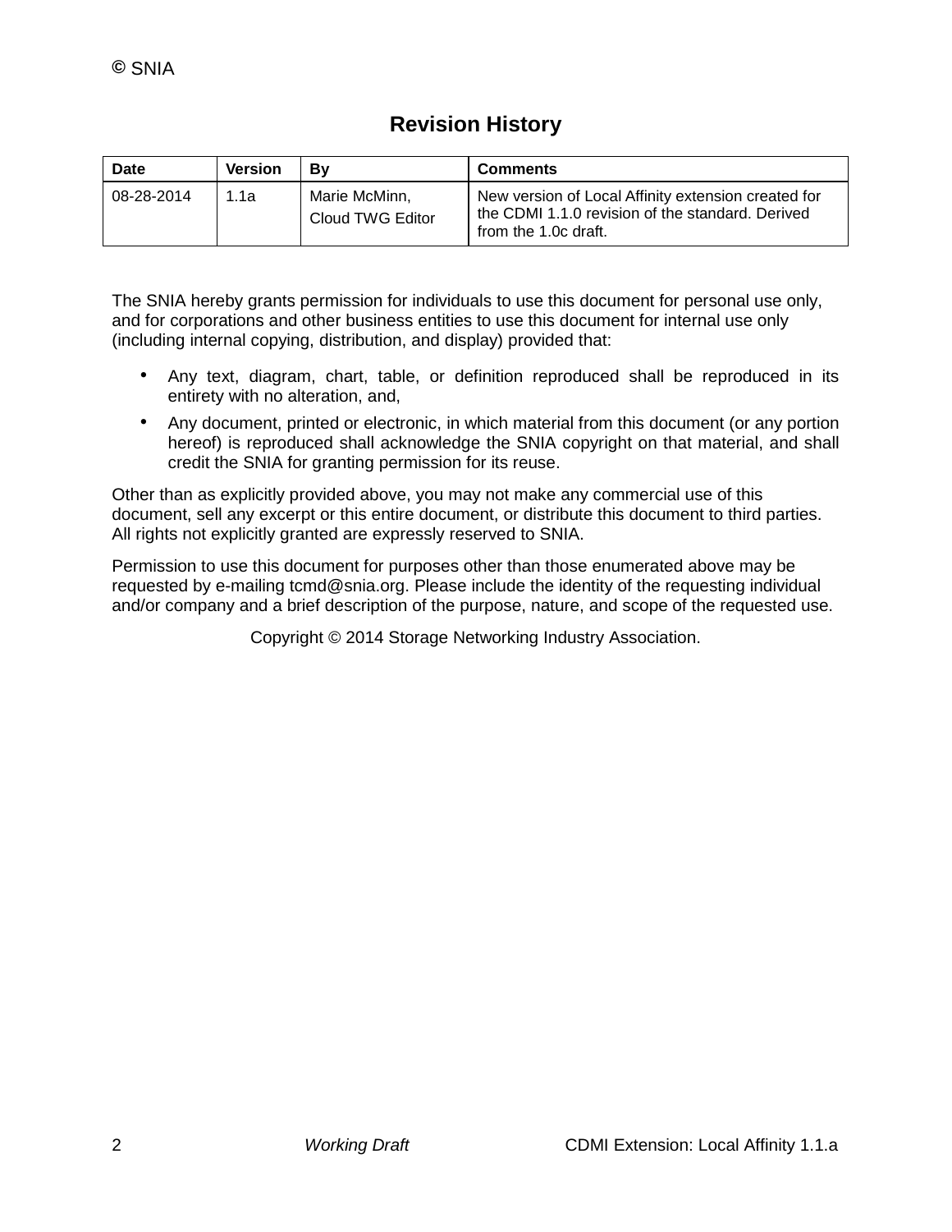## Revision History

| Date | Version | By | Comments |
| --- | --- | --- | --- |
| 08-28-2014 | 1.1a | Marie McMinn, Cloud TWG Editor | New version of Local Affinity extension created for the CDMI 1.1.0 revision of the standard. Derived from the 1.0c draft. |

The SNIA hereby grants permission for individuals to use this document for personal use only, and for corporations and other business entities to use this document for internal use only (including internal copying, distribution, and display) provided that:

- Any text, diagram, chart, table, or definition reproduced shall be reproduced in its entirety with no alteration, and,
- Any document, printed or electronic, in which material from this document (or any portion hereof) is reproduced shall acknowledge the SNIA copyright on that material, and shall credit the SNIA for granting permission for its reuse.

Other than as explicitly provided above, you may not make any commercial use of this document, sell any excerpt or this entire document, or distribute this document to third parties. All rights not explicitly granted are expressly reserved to SNIA.

Permission to use this document for purposes other than those enumerated above may be requested by e-mailing tcmd@snia.org. Please include the identity of the requesting individual and/or company and a brief description of the purpose, nature, and scope of the requested use.

Copyright © 2014 Storage Networking Industry Association.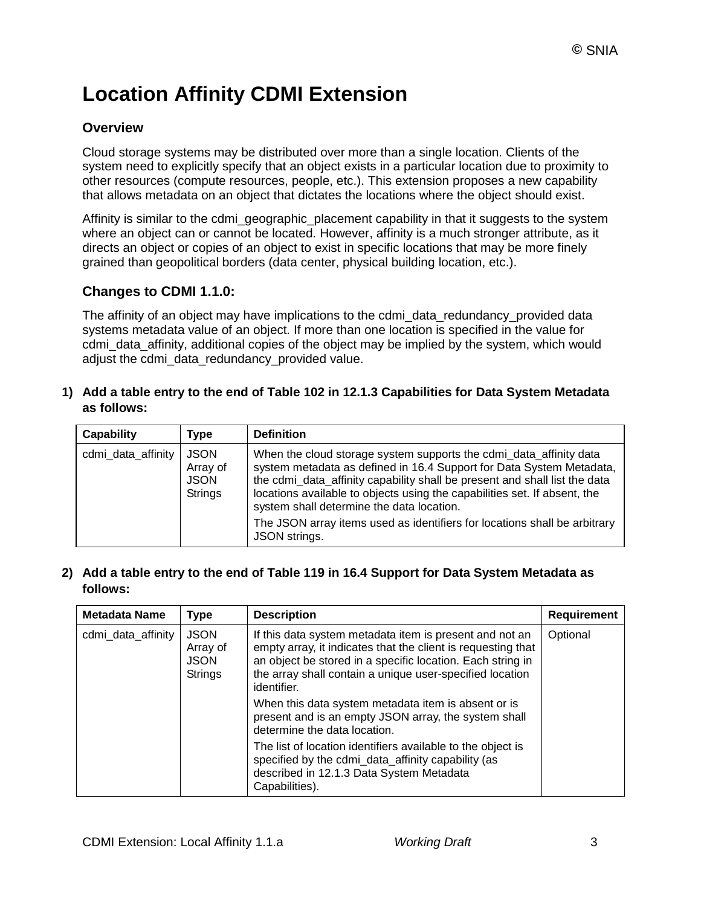# Location Affinity CDMI Extension

## Overview

Cloud storage systems may be distributed over more than a single location. Clients of the system need to explicitly specify that an object exists in a particular location due to proximity to other resources (compute resources, people, etc.). This extension proposes a new capability that allows metadata on an object that dictates the locations where the object should exist.

Affinity is similar to the cdmi_geographic_placement capability in that it suggests to the system where an object can or cannot be located. However, affinity is a much stronger attribute, as it directs an object or copies of an object to exist in specific locations that may be more finely grained than geopolitical borders (data center, physical building location, etc.).

## Changes to CDMI 1.1.0:

The affinity of an object may have implications to the cdmi_data_redundancy_provided data systems metadata value of an object. If more than one location is specified in the value for cdmi_data_affinity, additional copies of the object may be implied by the system, which would adjust the cdmi_data_redundancy_provided value.

1) **Add a table entry to the end of Table 102 in 12.1.3 Capabilities for Data System Metadata as follows:**

| Capability | Type | Definition |
| --- | --- | --- |
| cdmi_data_affinity | JSON Array of JSON Strings | When the cloud storage system supports the cdmi_data_affinity data system metadata as defined in 16.4 Support for Data System Metadata, the cdmi_data_affinity capability shall be present and shall list the data locations available to objects using the capabilities set. If absent, the system shall determine the data location.<br><br>The JSON array items used as identifiers for locations shall be arbitrary JSON strings. |

2) **Add a table entry to the end of Table 119 in 16.4 Support for Data System Metadata as follows:**

| Metadata Name | Type | Description | Requirement |
| --- | --- | --- | --- |
| cdmi_data_affinity | JSON Array of JSON Strings | If this data system metadata item is present and not an empty array, it indicates that the client is requesting that an object be stored in a specific location. Each string in the array shall contain a unique user-specified location identifier.<br><br>When this data system metadata item is absent or is present and is an empty JSON array, the system shall determine the data location.<br><br>The list of location identifiers available to the object is specified by the cdmi_data_affinity capability (as described in 12.1.3 Data System Metadata Capabilities). | Optional |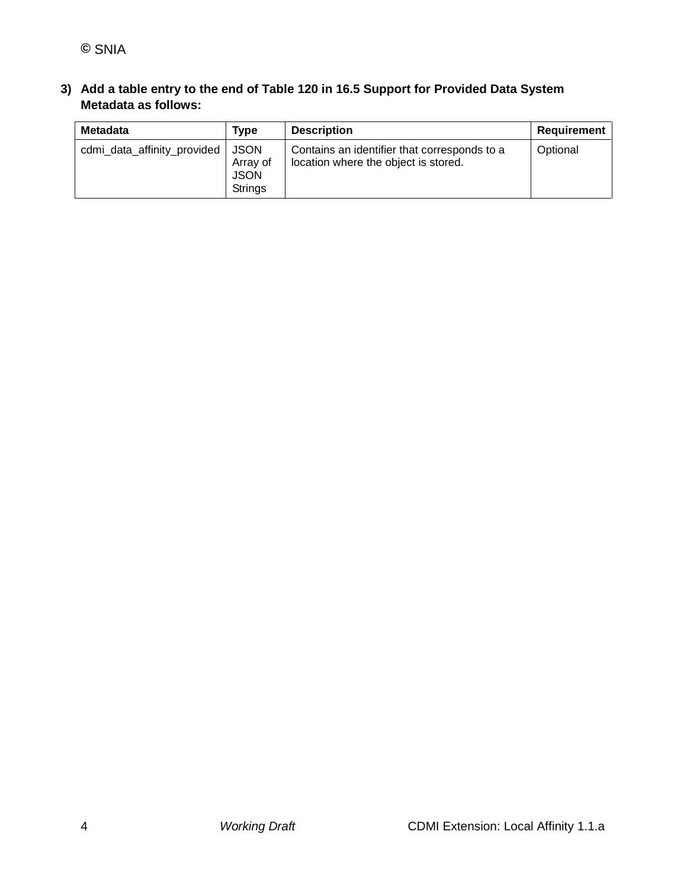3) **Add a table entry to the end of Table 120 in 16.5 Support for Provided Data System Metadata as follows:**

| Metadata | Type | Description | Requirement |
|---|---|---|---|
| cdmi_data_affinity_provided | JSON Array of JSON Strings | Contains an identifier that corresponds to a location where the object is stored. | Optional |